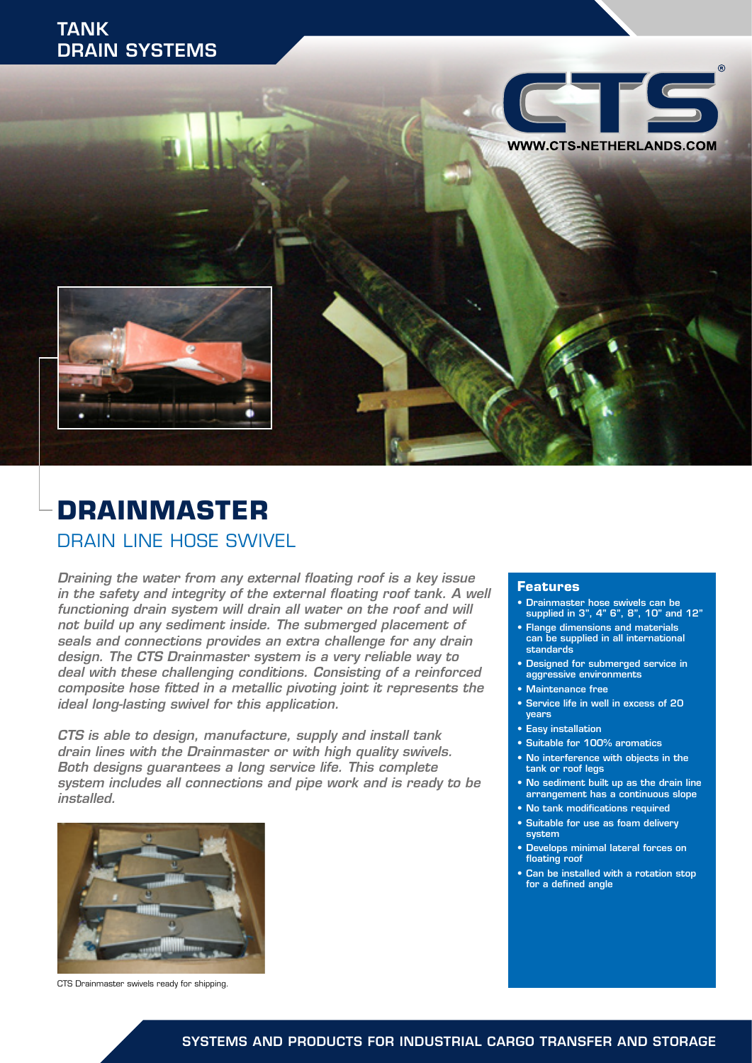# TANK DRAIN SYSTEMS

CTS®

WWW.CTS-NETHERLANDS.COM

# DRAINMASTER

## DRAIN LINE HOSE SWIVEL

*Draining the water from any external floating roof is a key issue in the safety and integrity of the external floating roof tank. A well functioning drain system will drain all water on the roof and will not build up any sediment inside. The submerged placement of seals and connections provides an extra challenge for any drain design. The CTS Drainmaster system is a very reliable way to deal with these challenging conditions. Consisting of a reinforced composite hose fitted in a metallic pivoting joint it represents the ideal long-lasting swivel for this application.*

*CTS is able to design, manufacture, supply and install tank drain lines with the Drainmaster or with high quality swivels. Both designs guarantees a long service life. This complete system includes all connections and pipe work and is ready to be installed.*

CTS Drainmaster swivels ready for shipping.

### Features

- Drainmaster hose swivels can be supplied in 3", 4" 6", 8", 10" and 12"
- Flange dimensions and materials can be supplied in all international standards
- Designed for submerged service in aggressive environments
- Maintenance free
- Service life in well in excess of 20 years
- Easy installation
- Suitable for 100% aromatics
- No interference with objects in the tank or roof legs
- No sediment built up as the drain line arrangement has a continuous slope
- No tank modifications required
- Suitable for use as foam delivery system
- Develops minimal lateral forces on floating roof
- Can be installed with a rotation stop for a defined angle

SYSTEMS AND PRODUCTS FOR INDUSTRIAL CARGO TRANSFER AND STORAGE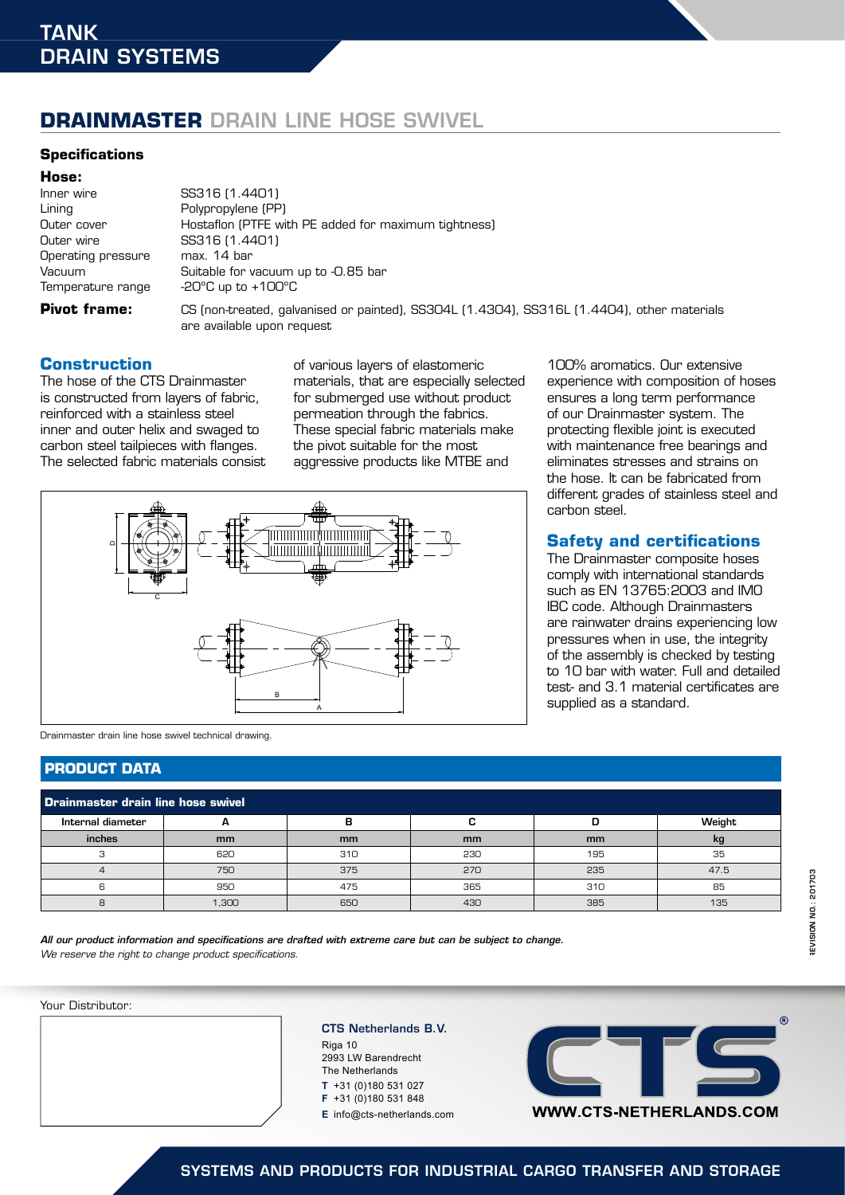TANK
DRAIN SYSTEMS

# DRAINMASTER DRAIN LINE HOSE SWIVEL

## Specifications

**Hose:**

| | |
|---|---|
| Inner wire | SS316 (1.4401) |
| Lining | Polypropylene (PP) |
| Outer cover | Hostaflon (PTFE with PE added for maximum tightness) |
| Outer wire | SS316 (1.4401) |
| Operating pressure | max. 14 bar |
| Vacuum | Suitable for vacuum up to -0.85 bar |
| Temperature range | -20°C up to +100°C |
| **Pivot frame:** | CS (non-treated, galvanised or painted), SS304L (1.4304), SS316L (1.4404), other materials are available upon request |

## Construction

The hose of the CTS Drainmaster is constructed from layers of fabric, reinforced with a stainless steel inner and outer helix and swaged to carbon steel tailpieces with flanges. The selected fabric materials consist of various layers of elastomeric materials, that are especially selected for submerged use without product permeation through the fabrics. These special fabric materials make the pivot suitable for the most aggressive products like MTBE and 100% aromatics. Our extensive experience with composition of hoses ensures a long term performance of our Drainmaster system. The protecting flexible joint is executed with maintenance free bearings and eliminates stresses and strains on the hose. It can be fabricated from different grades of stainless steel and carbon steel.

## Safety and certifications

The Drainmaster composite hoses comply with international standards such as EN 13765:2003 and IMO IBC code. Although Drainmasters are rainwater drains experiencing low pressures when in use, the integrity of the assembly is checked by testing to 10 bar with water. Full and detailed test- and 3.1 material certificates are supplied as a standard.

D
C
B
A

Drainmaster drain line hose swivel technical drawing.

## PRODUCT DATA

**Drainmaster drain line hose swivel**

| Internal diameter | A | B | C | D | Weight |
|---|---|---|---|---|---|
| inches | mm | mm | mm | mm | kg |
| 3 | 620 | 310 | 230 | 195 | 35 |
| 4 | 750 | 375 | 270 | 235 | 47.5 |
| 6 | 950 | 475 | 365 | 310 | 85 |
| 8 | 1,300 | 650 | 430 | 385 | 135 |

***All our product information and specifications are drafted with extreme care but can be subject to change.***
*We reserve the right to change product specifications.*

REVISION NO.: 201703

Your Distributor:

**CTS Netherlands B.V.**
Riga 10
2993 LW Barendrecht
The Netherlands
**T** +31 (0)180 531 027
**F** +31 (0)180 531 848
**E** info@cts-netherlands.com

CTS®
WWW.CTS-NETHERLANDS.COM

SYSTEMS AND PRODUCTS FOR INDUSTRIAL CARGO TRANSFER AND STORAGE